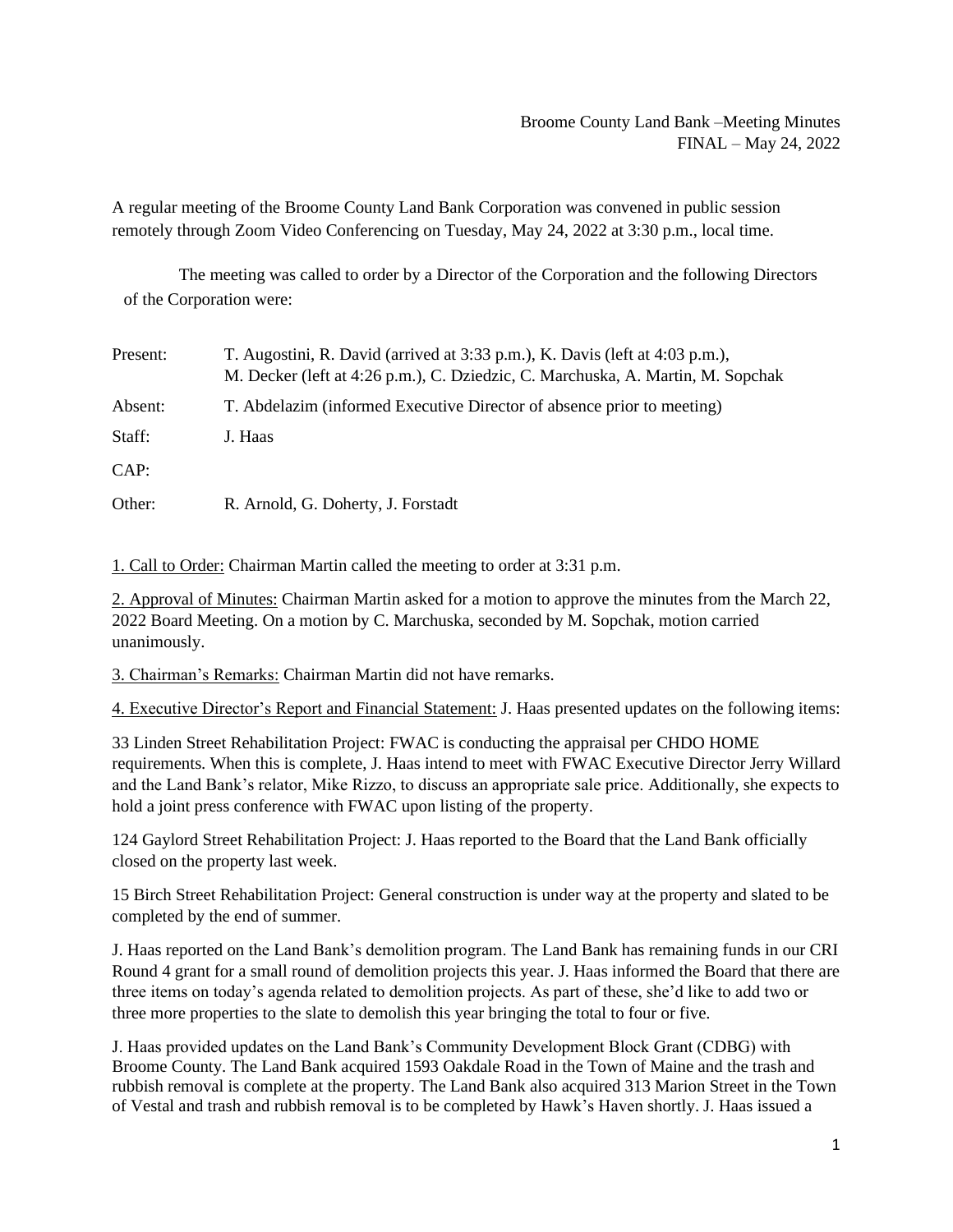Broome County Land Bank –Meeting Minutes
FINAL – May 24, 2022

A regular meeting of the Broome County Land Bank Corporation was convened in public session remotely through Zoom Video Conferencing on Tuesday, May 24, 2022 at 3:30 p.m., local time.

The meeting was called to order by a Director of the Corporation and the following Directors of the Corporation were:

| | |
|---|---|
| Present: | T. Augostini, R. David (arrived at 3:33 p.m.), K. Davis (left at 4:03 p.m.), M. Decker (left at 4:26 p.m.), C. Dziedzic, C. Marchuska, A. Martin, M. Sopchak |
| Absent: | T. Abdelazim (informed Executive Director of absence prior to meeting) |
| Staff: | J. Haas |
| CAP: | |
| Other: | R. Arnold, G. Doherty, J. Forstadt |

1. Call to Order: Chairman Martin called the meeting to order at 3:31 p.m.

2. Approval of Minutes: Chairman Martin asked for a motion to approve the minutes from the March 22, 2022 Board Meeting. On a motion by C. Marchuska, seconded by M. Sopchak, motion carried unanimously.

3. Chairman's Remarks: Chairman Martin did not have remarks.

4. Executive Director's Report and Financial Statement: J. Haas presented updates on the following items:

33 Linden Street Rehabilitation Project: FWAC is conducting the appraisal per CHDO HOME requirements. When this is complete, J. Haas intend to meet with FWAC Executive Director Jerry Willard and the Land Bank's relator, Mike Rizzo, to discuss an appropriate sale price. Additionally, she expects to hold a joint press conference with FWAC upon listing of the property.

124 Gaylord Street Rehabilitation Project: J. Haas reported to the Board that the Land Bank officially closed on the property last week.

15 Birch Street Rehabilitation Project: General construction is under way at the property and slated to be completed by the end of summer.

J. Haas reported on the Land Bank's demolition program. The Land Bank has remaining funds in our CRI Round 4 grant for a small round of demolition projects this year. J. Haas informed the Board that there are three items on today's agenda related to demolition projects. As part of these, she'd like to add two or three more properties to the slate to demolish this year bringing the total to four or five.

J. Haas provided updates on the Land Bank's Community Development Block Grant (CDBG) with Broome County. The Land Bank acquired 1593 Oakdale Road in the Town of Maine and the trash and rubbish removal is complete at the property. The Land Bank also acquired 313 Marion Street in the Town of Vestal and trash and rubbish removal is to be completed by Hawk's Haven shortly. J. Haas issued a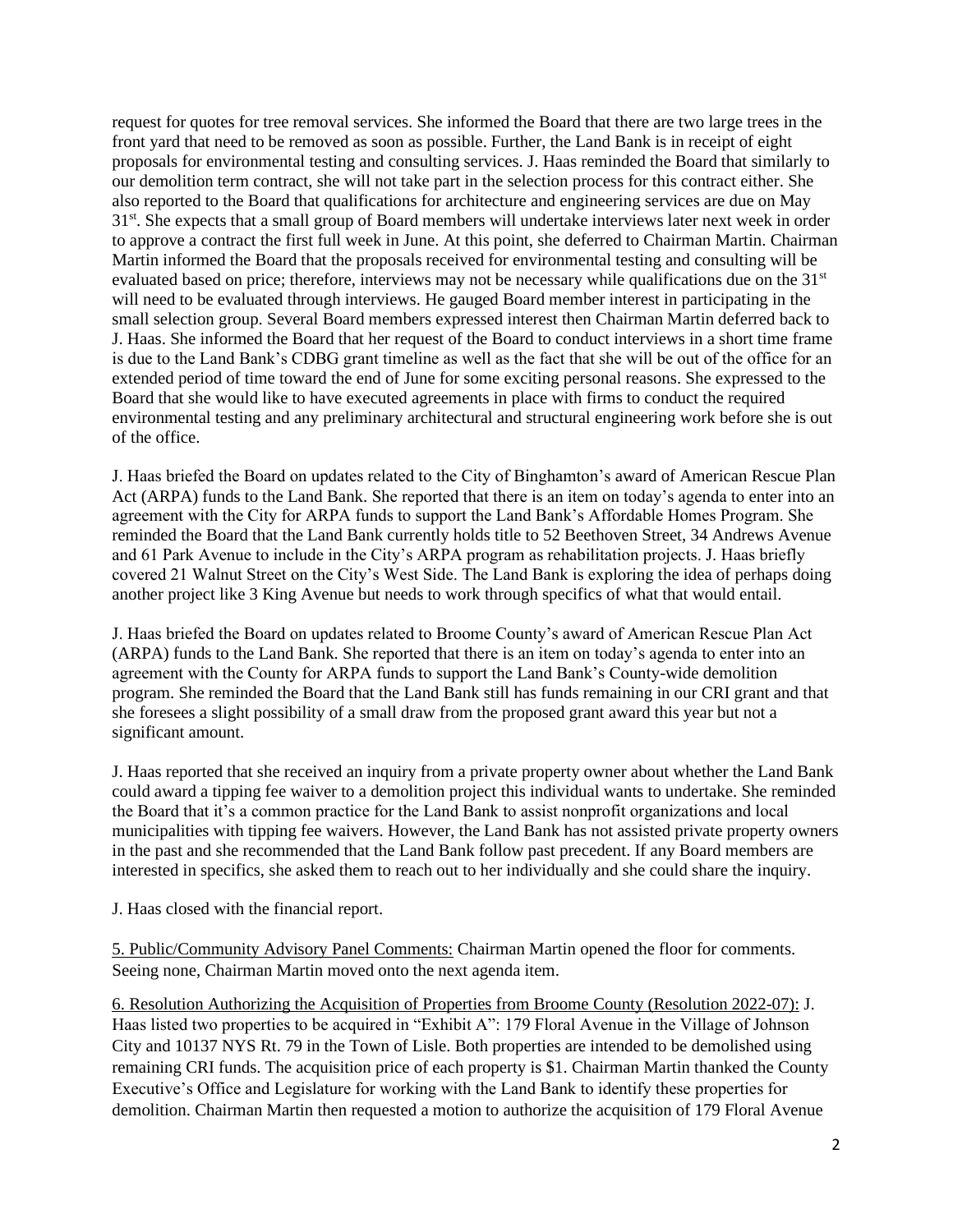request for quotes for tree removal services. She informed the Board that there are two large trees in the front yard that need to be removed as soon as possible. Further, the Land Bank is in receipt of eight proposals for environmental testing and consulting services. J. Haas reminded the Board that similarly to our demolition term contract, she will not take part in the selection process for this contract either. She also reported to the Board that qualifications for architecture and engineering services are due on May 31st. She expects that a small group of Board members will undertake interviews later next week in order to approve a contract the first full week in June. At this point, she deferred to Chairman Martin. Chairman Martin informed the Board that the proposals received for environmental testing and consulting will be evaluated based on price; therefore, interviews may not be necessary while qualifications due on the 31st will need to be evaluated through interviews. He gauged Board member interest in participating in the small selection group. Several Board members expressed interest then Chairman Martin deferred back to J. Haas. She informed the Board that her request of the Board to conduct interviews in a short time frame is due to the Land Bank's CDBG grant timeline as well as the fact that she will be out of the office for an extended period of time toward the end of June for some exciting personal reasons. She expressed to the Board that she would like to have executed agreements in place with firms to conduct the required environmental testing and any preliminary architectural and structural engineering work before she is out of the office.

J. Haas briefed the Board on updates related to the City of Binghamton's award of American Rescue Plan Act (ARPA) funds to the Land Bank. She reported that there is an item on today's agenda to enter into an agreement with the City for ARPA funds to support the Land Bank's Affordable Homes Program. She reminded the Board that the Land Bank currently holds title to 52 Beethoven Street, 34 Andrews Avenue and 61 Park Avenue to include in the City's ARPA program as rehabilitation projects. J. Haas briefly covered 21 Walnut Street on the City's West Side. The Land Bank is exploring the idea of perhaps doing another project like 3 King Avenue but needs to work through specifics of what that would entail.

J. Haas briefed the Board on updates related to Broome County's award of American Rescue Plan Act (ARPA) funds to the Land Bank. She reported that there is an item on today's agenda to enter into an agreement with the County for ARPA funds to support the Land Bank's County-wide demolition program. She reminded the Board that the Land Bank still has funds remaining in our CRI grant and that she foresees a slight possibility of a small draw from the proposed grant award this year but not a significant amount.

J. Haas reported that she received an inquiry from a private property owner about whether the Land Bank could award a tipping fee waiver to a demolition project this individual wants to undertake. She reminded the Board that it's a common practice for the Land Bank to assist nonprofit organizations and local municipalities with tipping fee waivers. However, the Land Bank has not assisted private property owners in the past and she recommended that the Land Bank follow past precedent. If any Board members are interested in specifics, she asked them to reach out to her individually and she could share the inquiry.

J. Haas closed with the financial report.

5. Public/Community Advisory Panel Comments: Chairman Martin opened the floor for comments. Seeing none, Chairman Martin moved onto the next agenda item.

6. Resolution Authorizing the Acquisition of Properties from Broome County (Resolution 2022-07): J. Haas listed two properties to be acquired in "Exhibit A": 179 Floral Avenue in the Village of Johnson City and 10137 NYS Rt. 79 in the Town of Lisle. Both properties are intended to be demolished using remaining CRI funds. The acquisition price of each property is $1. Chairman Martin thanked the County Executive's Office and Legislature for working with the Land Bank to identify these properties for demolition. Chairman Martin then requested a motion to authorize the acquisition of 179 Floral Avenue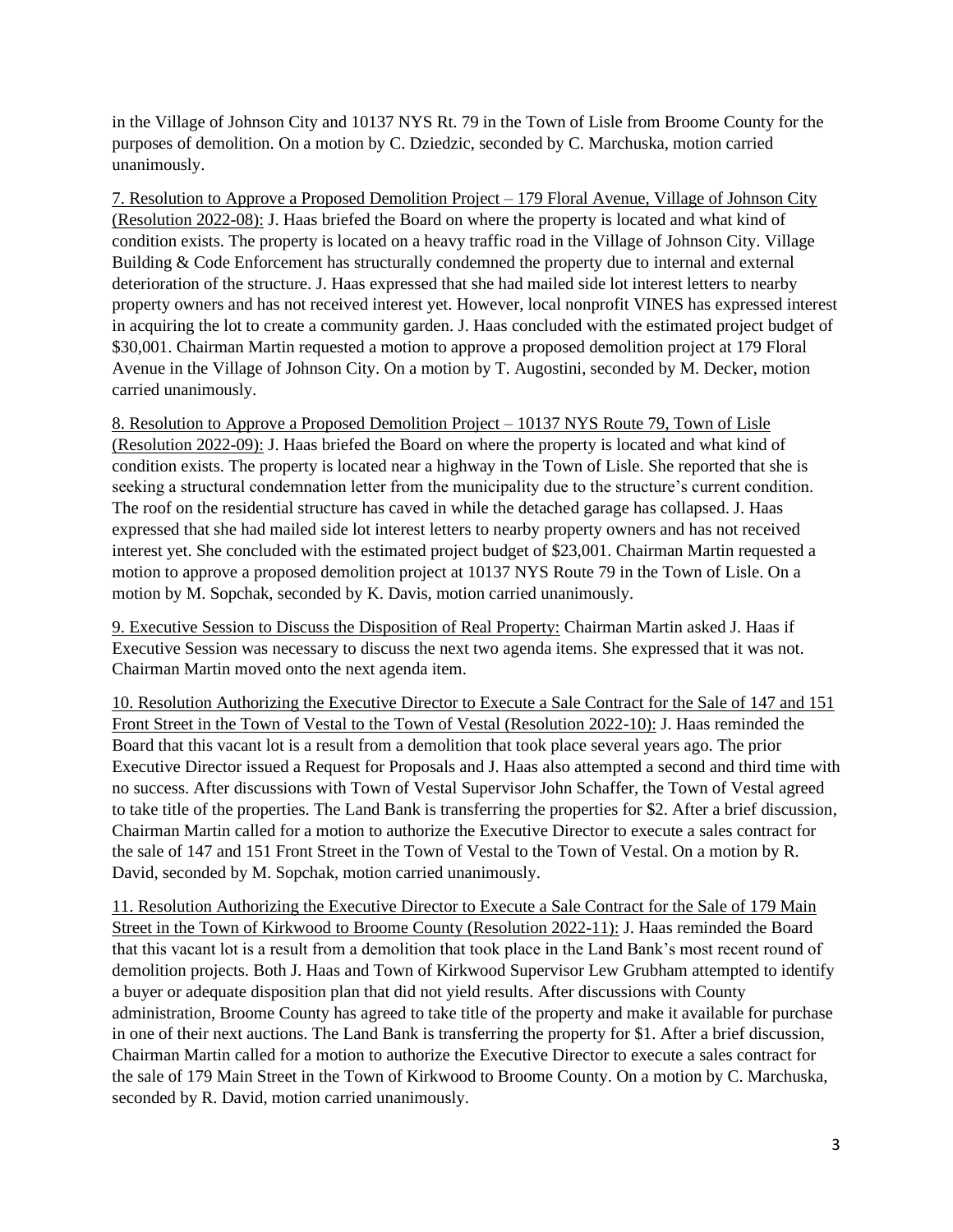in the Village of Johnson City and 10137 NYS Rt. 79 in the Town of Lisle from Broome County for the purposes of demolition. On a motion by C. Dziedzic, seconded by C. Marchuska, motion carried unanimously.

<u>7. Resolution to Approve a Proposed Demolition Project – 179 Floral Avenue, Village of Johnson City (Resolution 2022-08):</u> J. Haas briefed the Board on where the property is located and what kind of condition exists. The property is located on a heavy traffic road in the Village of Johnson City. Village Building & Code Enforcement has structurally condemned the property due to internal and external deterioration of the structure. J. Haas expressed that she had mailed side lot interest letters to nearby property owners and has not received interest yet. However, local nonprofit VINES has expressed interest in acquiring the lot to create a community garden. J. Haas concluded with the estimated project budget of $30,001. Chairman Martin requested a motion to approve a proposed demolition project at 179 Floral Avenue in the Village of Johnson City. On a motion by T. Augostini, seconded by M. Decker, motion carried unanimously.

<u>8. Resolution to Approve a Proposed Demolition Project – 10137 NYS Route 79, Town of Lisle (Resolution 2022-09):</u> J. Haas briefed the Board on where the property is located and what kind of condition exists. The property is located near a highway in the Town of Lisle. She reported that she is seeking a structural condemnation letter from the municipality due to the structure's current condition. The roof on the residential structure has caved in while the detached garage has collapsed. J. Haas expressed that she had mailed side lot interest letters to nearby property owners and has not received interest yet. She concluded with the estimated project budget of $23,001. Chairman Martin requested a motion to approve a proposed demolition project at 10137 NYS Route 79 in the Town of Lisle. On a motion by M. Sopchak, seconded by K. Davis, motion carried unanimously.

<u>9. Executive Session to Discuss the Disposition of Real Property:</u> Chairman Martin asked J. Haas if Executive Session was necessary to discuss the next two agenda items. She expressed that it was not. Chairman Martin moved onto the next agenda item.

<u>10. Resolution Authorizing the Executive Director to Execute a Sale Contract for the Sale of 147 and 151 Front Street in the Town of Vestal to the Town of Vestal (Resolution 2022-10):</u> J. Haas reminded the Board that this vacant lot is a result from a demolition that took place several years ago. The prior Executive Director issued a Request for Proposals and J. Haas also attempted a second and third time with no success. After discussions with Town of Vestal Supervisor John Schaffer, the Town of Vestal agreed to take title of the properties. The Land Bank is transferring the properties for $2. After a brief discussion, Chairman Martin called for a motion to authorize the Executive Director to execute a sales contract for the sale of 147 and 151 Front Street in the Town of Vestal to the Town of Vestal. On a motion by R. David, seconded by M. Sopchak, motion carried unanimously.

<u>11. Resolution Authorizing the Executive Director to Execute a Sale Contract for the Sale of 179 Main Street in the Town of Kirkwood to Broome County (Resolution 2022-11):</u> J. Haas reminded the Board that this vacant lot is a result from a demolition that took place in the Land Bank's most recent round of demolition projects. Both J. Haas and Town of Kirkwood Supervisor Lew Grubham attempted to identify a buyer or adequate disposition plan that did not yield results. After discussions with County administration, Broome County has agreed to take title of the property and make it available for purchase in one of their next auctions. The Land Bank is transferring the property for $1. After a brief discussion, Chairman Martin called for a motion to authorize the Executive Director to execute a sales contract for the sale of 179 Main Street in the Town of Kirkwood to Broome County. On a motion by C. Marchuska, seconded by R. David, motion carried unanimously.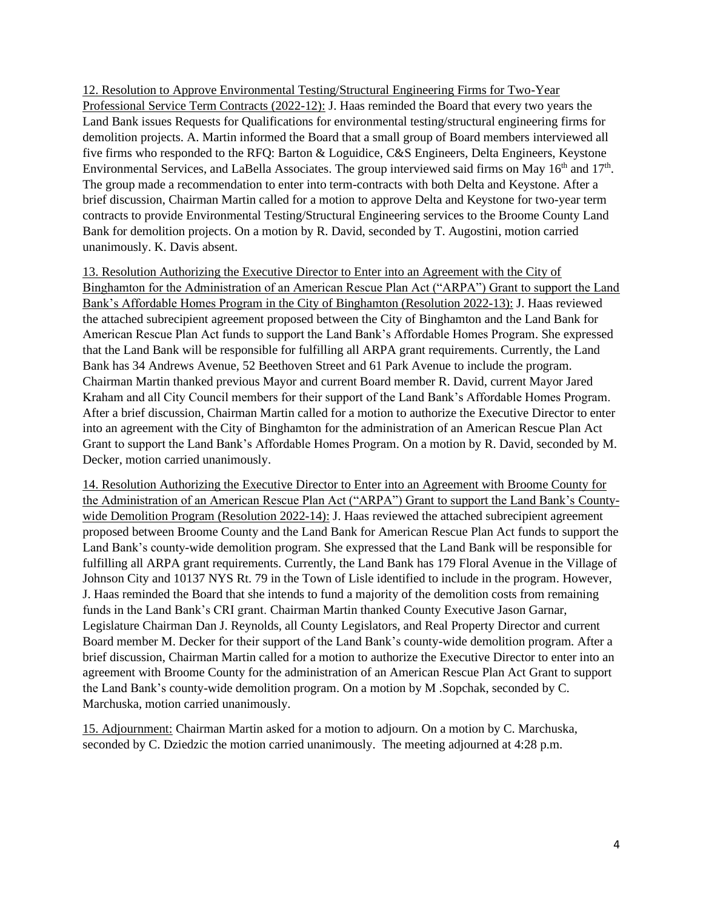12. Resolution to Approve Environmental Testing/Structural Engineering Firms for Two-Year Professional Service Term Contracts (2022-12): J. Haas reminded the Board that every two years the Land Bank issues Requests for Qualifications for environmental testing/structural engineering firms for demolition projects. A. Martin informed the Board that a small group of Board members interviewed all five firms who responded to the RFQ: Barton & Loguidice, C&S Engineers, Delta Engineers, Keystone Environmental Services, and LaBella Associates. The group interviewed said firms on May 16th and 17th. The group made a recommendation to enter into term-contracts with both Delta and Keystone. After a brief discussion, Chairman Martin called for a motion to approve Delta and Keystone for two-year term contracts to provide Environmental Testing/Structural Engineering services to the Broome County Land Bank for demolition projects. On a motion by R. David, seconded by T. Augostini, motion carried unanimously. K. Davis absent.

13. Resolution Authorizing the Executive Director to Enter into an Agreement with the City of Binghamton for the Administration of an American Rescue Plan Act ("ARPA") Grant to support the Land Bank's Affordable Homes Program in the City of Binghamton (Resolution 2022-13): J. Haas reviewed the attached subrecipient agreement proposed between the City of Binghamton and the Land Bank for American Rescue Plan Act funds to support the Land Bank's Affordable Homes Program. She expressed that the Land Bank will be responsible for fulfilling all ARPA grant requirements. Currently, the Land Bank has 34 Andrews Avenue, 52 Beethoven Street and 61 Park Avenue to include the program. Chairman Martin thanked previous Mayor and current Board member R. David, current Mayor Jared Kraham and all City Council members for their support of the Land Bank's Affordable Homes Program. After a brief discussion, Chairman Martin called for a motion to authorize the Executive Director to enter into an agreement with the City of Binghamton for the administration of an American Rescue Plan Act Grant to support the Land Bank's Affordable Homes Program. On a motion by R. David, seconded by M. Decker, motion carried unanimously.

14. Resolution Authorizing the Executive Director to Enter into an Agreement with Broome County for the Administration of an American Rescue Plan Act ("ARPA") Grant to support the Land Bank's County-wide Demolition Program (Resolution 2022-14): J. Haas reviewed the attached subrecipient agreement proposed between Broome County and the Land Bank for American Rescue Plan Act funds to support the Land Bank's county-wide demolition program. She expressed that the Land Bank will be responsible for fulfilling all ARPA grant requirements. Currently, the Land Bank has 179 Floral Avenue in the Village of Johnson City and 10137 NYS Rt. 79 in the Town of Lisle identified to include in the program. However, J. Haas reminded the Board that she intends to fund a majority of the demolition costs from remaining funds in the Land Bank's CRI grant. Chairman Martin thanked County Executive Jason Garnar, Legislature Chairman Dan J. Reynolds, all County Legislators, and Real Property Director and current Board member M. Decker for their support of the Land Bank's county-wide demolition program. After a brief discussion, Chairman Martin called for a motion to authorize the Executive Director to enter into an agreement with Broome County for the administration of an American Rescue Plan Act Grant to support the Land Bank's county-wide demolition program. On a motion by M .Sopchak, seconded by C. Marchuska, motion carried unanimously.

15. Adjournment: Chairman Martin asked for a motion to adjourn. On a motion by C. Marchuska, seconded by C. Dziedzic the motion carried unanimously. The meeting adjourned at 4:28 p.m.